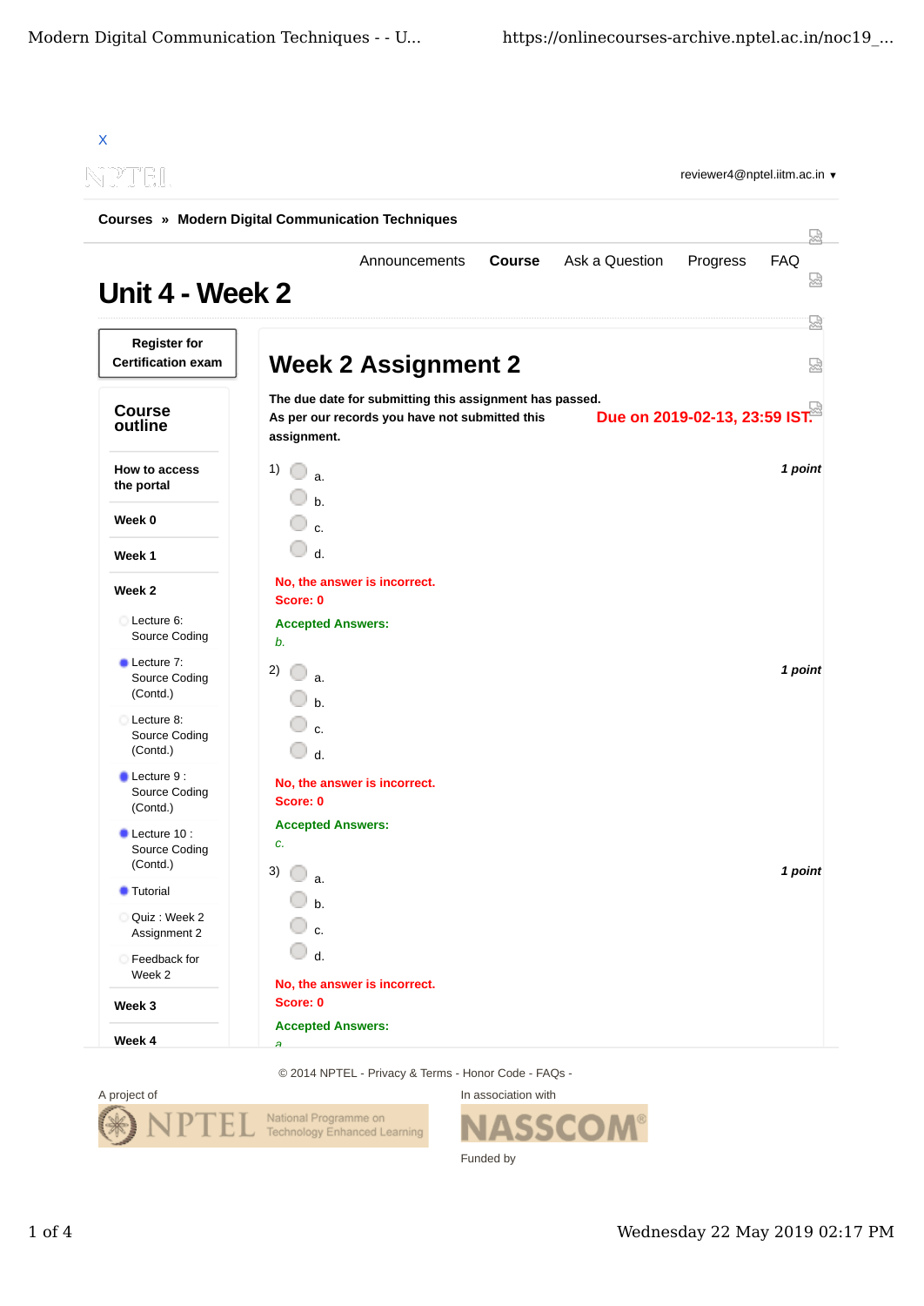X

reviewer4@nptel.iitm.ac.in ▾

**Courses** » **Modern Digital Communication Techniques**

Announcements **Course** Ask a Question Progress FAQ

# Unit 4 - Week 2

**Register for Certification exam**

**Course outline**

**How to access the portal**

**Week 0**

**Week 1**

**Week 2**

- Lecture 6: Source Coding
- Lecture 7: Source Coding (Contd.)
- Lecture 8: Source Coding (Contd.)
- Lecture 9 : Source Coding (Contd.)
- Lecture 10 : Source Coding (Contd.)
- Tutorial
- Quiz : Week 2 Assignment 2
- Feedback for Week 2

**Week 3**

**Week 4**

## Week 2 Assignment 2

**The due date for submitting this assignment has passed.**
**As per our records you have not submitted this assignment.**

**Due on 2019-02-13, 23:59 IST.**

1) *1 point*

a.
b.
c.
d.

**No, the answer is incorrect.**
**Score: 0**

**Accepted Answers:**
*b.*

2) *1 point*

a.
b.
c.
d.

**No, the answer is incorrect.**
**Score: 0**

**Accepted Answers:**
*c.*

3) *1 point*

a.
b.
c.
d.

**No, the answer is incorrect.**
**Score: 0**

**Accepted Answers:**
*a.*

© 2014 NPTEL - Privacy & Terms - Honor Code - FAQs -

A project of
NPTEL National Programme on Technology Enhanced Learning

In association with
NASSCOM®

Funded by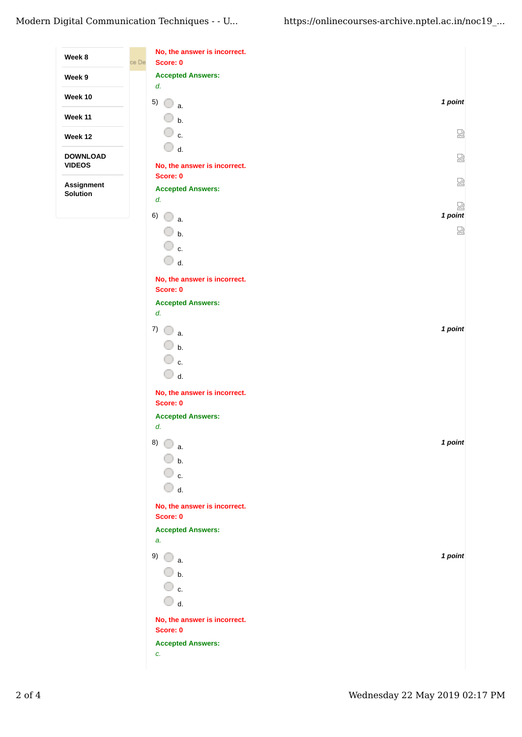Week 8

Week 9

Week 10

Week 11

Week 12

DOWNLOAD VIDEOS

Assignment Solution

No, the answer is incorrect.
Score: 0

Accepted Answers:
*d.*

5) *1 point*

- a.
- b.
- c.
- d.

No, the answer is incorrect.
Score: 0

Accepted Answers:
*d.*

6) *1 point*

- a.
- b.
- c.
- d.

No, the answer is incorrect.
Score: 0

Accepted Answers:
*d.*

7) *1 point*

- a.
- b.
- c.
- d.

No, the answer is incorrect.
Score: 0

Accepted Answers:
*d.*

8) *1 point*

- a.
- b.
- c.
- d.

No, the answer is incorrect.
Score: 0

Accepted Answers:
*a.*

9) *1 point*

- a.
- b.
- c.
- d.

No, the answer is incorrect.
Score: 0

Accepted Answers:
*c.*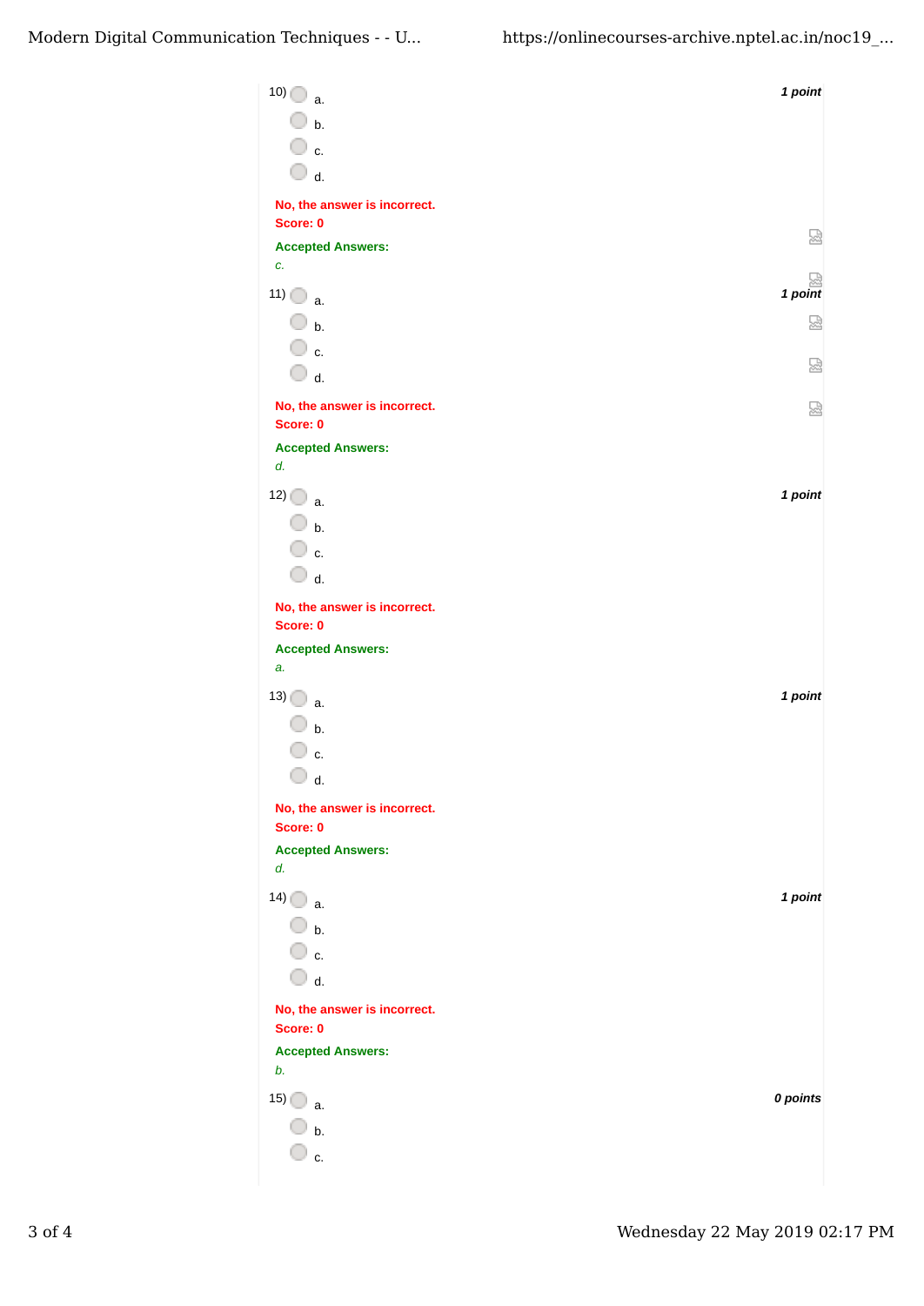10) 

a.

b.

c.

d.

*1 point*

**No, the answer is incorrect.**
**Score: 0**

**Accepted Answers:**
*c.*

11) 

a.

b.

c.

d.

*1 point*

**No, the answer is incorrect.**
**Score: 0**

**Accepted Answers:**
*d.*

12) 

a.

b.

c.

d.

*1 point*

**No, the answer is incorrect.**
**Score: 0**

**Accepted Answers:**
*a.*

13) 

a.

b.

c.

d.

*1 point*

**No, the answer is incorrect.**
**Score: 0**

**Accepted Answers:**
*d.*

14) 

a.

b.

c.

d.

*1 point*

**No, the answer is incorrect.**
**Score: 0**

**Accepted Answers:**
*b.*

15) 

a.

b.

c.

*0 points*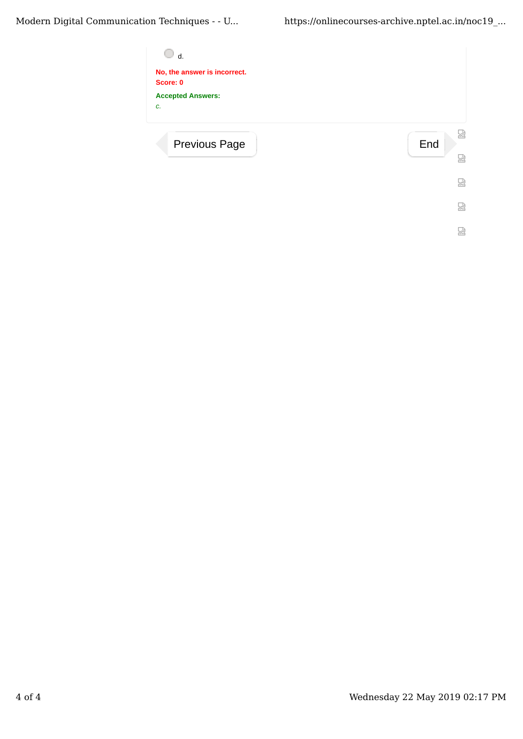d.

**No, the answer is incorrect.**
**Score: 0**

**Accepted Answers:**
*c.*

Previous Page

End